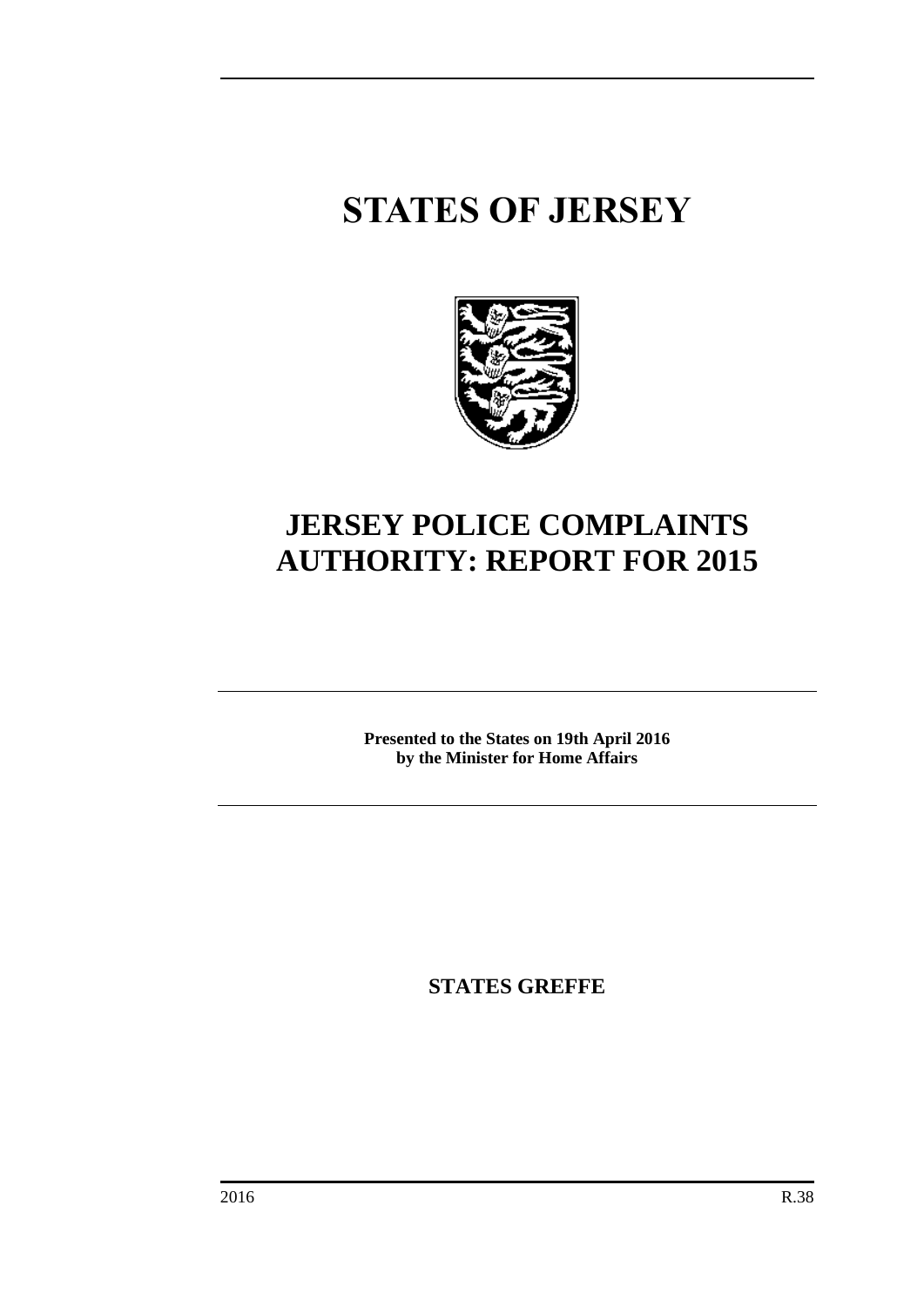# STATES OF JERSEY

# JERSEY POLICE COMPLAINTS AUTHORITY: REPORT FOR 2015

**Presented to the States on 19th April 2016 by the Minister for Home Affairs**

**STATES GREFFE**

2016 R.38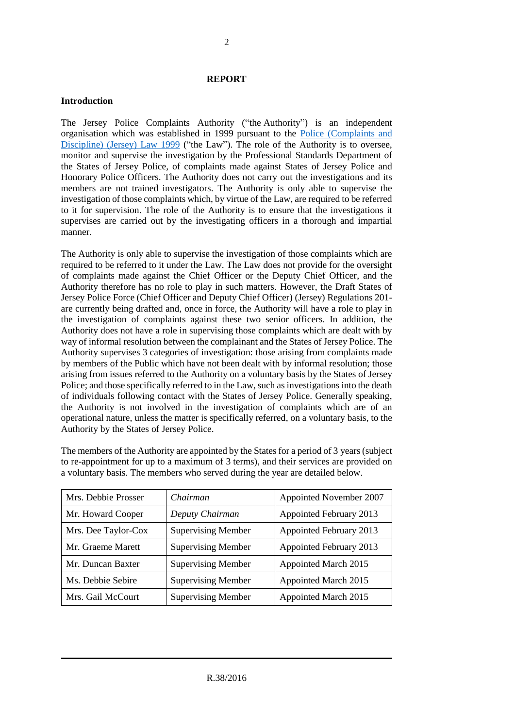# REPORT

## Introduction

The Jersey Police Complaints Authority ("the Authority") is an independent organisation which was established in 1999 pursuant to the [Police (Complaints and Discipline) (Jersey) Law 1999] ("the Law"). The role of the Authority is to oversee, monitor and supervise the investigation by the Professional Standards Department of the States of Jersey Police, of complaints made against States of Jersey Police and Honorary Police Officers. The Authority does not carry out the investigations and its members are not trained investigators. The Authority is only able to supervise the investigation of those complaints which, by virtue of the Law, are required to be referred to it for supervision. The role of the Authority is to ensure that the investigations it supervises are carried out by the investigating officers in a thorough and impartial manner.

The Authority is only able to supervise the investigation of those complaints which are required to be referred to it under the Law. The Law does not provide for the oversight of complaints made against the Chief Officer or the Deputy Chief Officer, and the Authority therefore has no role to play in such matters. However, the Draft States of Jersey Police Force (Chief Officer and Deputy Chief Officer) (Jersey) Regulations 201- are currently being drafted and, once in force, the Authority will have a role to play in the investigation of complaints against these two senior officers. In addition, the Authority does not have a role in supervising those complaints which are dealt with by way of informal resolution between the complainant and the States of Jersey Police. The Authority supervises 3 categories of investigation: those arising from complaints made by members of the Public which have not been dealt with by informal resolution; those arising from issues referred to the Authority on a voluntary basis by the States of Jersey Police; and those specifically referred to in the Law, such as investigations into the death of individuals following contact with the States of Jersey Police. Generally speaking, the Authority is not involved in the investigation of complaints which are of an operational nature, unless the matter is specifically referred, on a voluntary basis, to the Authority by the States of Jersey Police.

The members of the Authority are appointed by the States for a period of 3 years (subject to re-appointment for up to a maximum of 3 terms), and their services are provided on a voluntary basis. The members who served during the year are detailed below.

| | | |
|---|---|---|
| Mrs. Debbie Prosser | *Chairman* | Appointed November 2007 |
| Mr. Howard Cooper | *Deputy Chairman* | Appointed February 2013 |
| Mrs. Dee Taylor-Cox | Supervising Member | Appointed February 2013 |
| Mr. Graeme Marett | Supervising Member | Appointed February 2013 |
| Mr. Duncan Baxter | Supervising Member | Appointed March 2015 |
| Ms. Debbie Sebire | Supervising Member | Appointed March 2015 |
| Mrs. Gail McCourt | Supervising Member | Appointed March 2015 |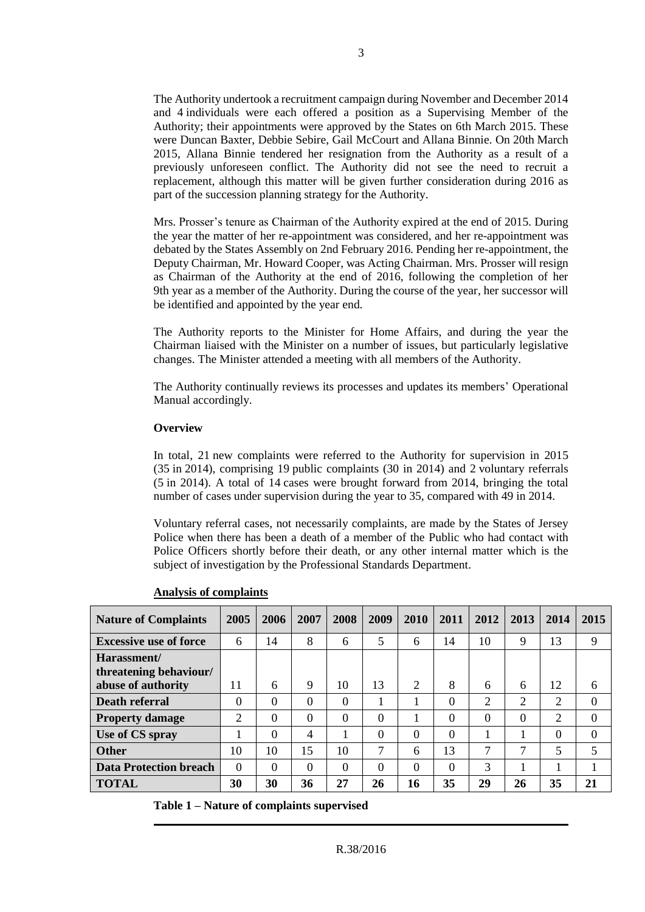The Authority undertook a recruitment campaign during November and December 2014 and 4 individuals were each offered a position as a Supervising Member of the Authority; their appointments were approved by the States on 6th March 2015. These were Duncan Baxter, Debbie Sebire, Gail McCourt and Allana Binnie. On 20th March 2015, Allana Binnie tendered her resignation from the Authority as a result of a previously unforeseen conflict. The Authority did not see the need to recruit a replacement, although this matter will be given further consideration during 2016 as part of the succession planning strategy for the Authority.

Mrs. Prosser's tenure as Chairman of the Authority expired at the end of 2015. During the year the matter of her re-appointment was considered, and her re-appointment was debated by the States Assembly on 2nd February 2016. Pending her re-appointment, the Deputy Chairman, Mr. Howard Cooper, was Acting Chairman. Mrs. Prosser will resign as Chairman of the Authority at the end of 2016, following the completion of her 9th year as a member of the Authority. During the course of the year, her successor will be identified and appointed by the year end.

The Authority reports to the Minister for Home Affairs, and during the year the Chairman liaised with the Minister on a number of issues, but particularly legislative changes. The Minister attended a meeting with all members of the Authority.

The Authority continually reviews its processes and updates its members' Operational Manual accordingly.

**Overview**

In total, 21 new complaints were referred to the Authority for supervision in 2015 (35 in 2014), comprising 19 public complaints (30 in 2014) and 2 voluntary referrals (5 in 2014). A total of 14 cases were brought forward from 2014, bringing the total number of cases under supervision during the year to 35, compared with 49 in 2014.

Voluntary referral cases, not necessarily complaints, are made by the States of Jersey Police when there has been a death of a member of the Public who had contact with Police Officers shortly before their death, or any other internal matter which is the subject of investigation by the Professional Standards Department.

**Analysis of complaints**

| Nature of Complaints | 2005 | 2006 | 2007 | 2008 | 2009 | 2010 | 2011 | 2012 | 2013 | 2014 | 2015 |
|---|---|---|---|---|---|---|---|---|---|---|---|
| **Excessive use of force** | 6 | 14 | 8 | 6 | 5 | 6 | 14 | 10 | 9 | 13 | 9 |
| **Harassment/ threatening behaviour/ abuse of authority** | 11 | 6 | 9 | 10 | 13 | 2 | 8 | 6 | 6 | 12 | 6 |
| **Death referral** | 0 | 0 | 0 | 0 | 1 | 1 | 0 | 2 | 2 | 2 | 0 |
| **Property damage** | 2 | 0 | 0 | 0 | 0 | 1 | 0 | 0 | 0 | 2 | 0 |
| **Use of CS spray** | 1 | 0 | 4 | 1 | 0 | 0 | 0 | 1 | 1 | 0 | 0 |
| **Other** | 10 | 10 | 15 | 10 | 7 | 6 | 13 | 7 | 7 | 5 | 5 |
| **Data Protection breach** | 0 | 0 | 0 | 0 | 0 | 0 | 0 | 3 | 1 | 1 | 1 |
| **TOTAL** | **30** | **30** | **36** | **27** | **26** | **16** | **35** | **29** | **26** | **35** | **21** |

**Table 1 – Nature of complaints supervised**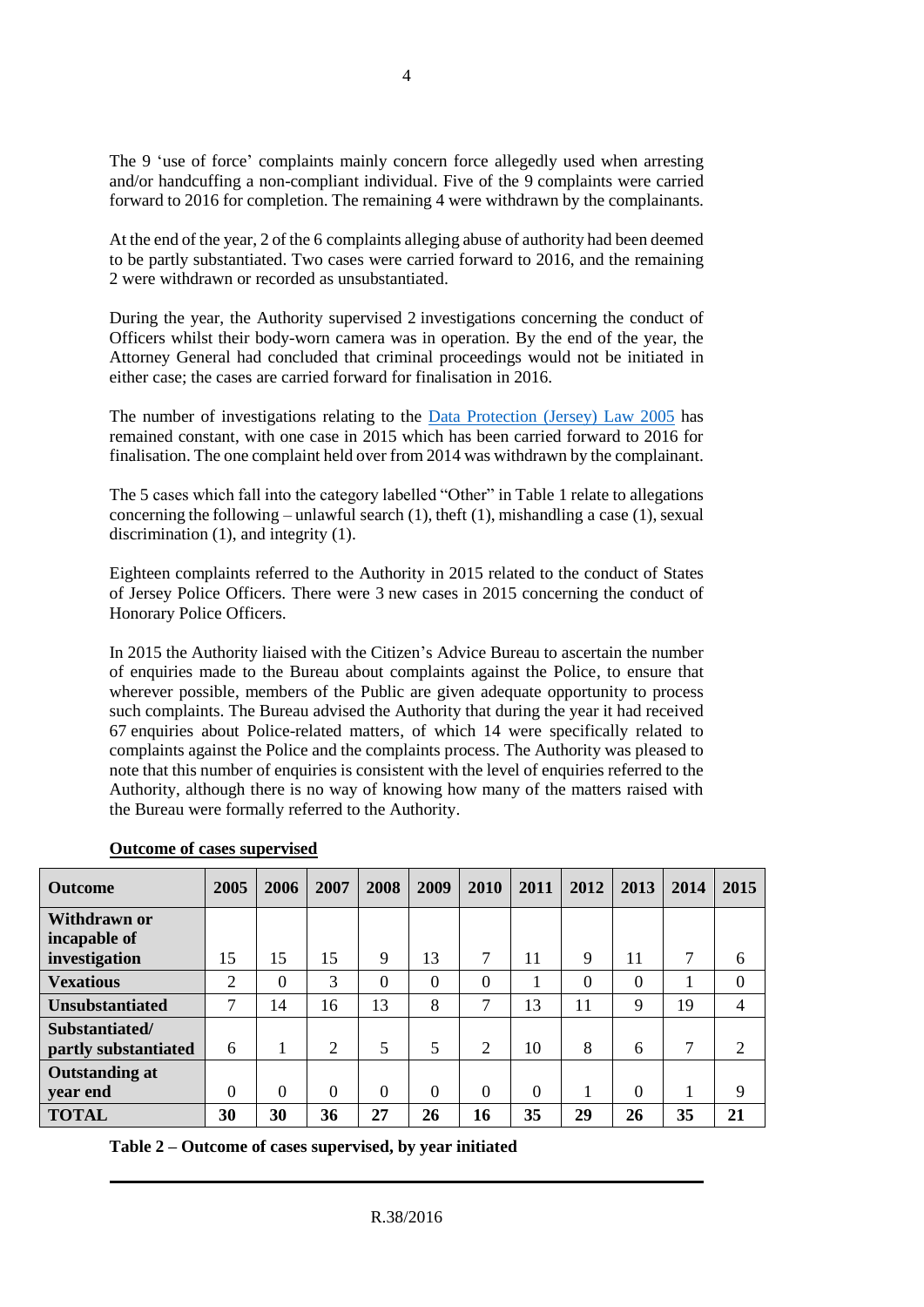The 9 'use of force' complaints mainly concern force allegedly used when arresting and/or handcuffing a non-compliant individual. Five of the 9 complaints were carried forward to 2016 for completion. The remaining 4 were withdrawn by the complainants.

At the end of the year, 2 of the 6 complaints alleging abuse of authority had been deemed to be partly substantiated. Two cases were carried forward to 2016, and the remaining 2 were withdrawn or recorded as unsubstantiated.

During the year, the Authority supervised 2 investigations concerning the conduct of Officers whilst their body-worn camera was in operation. By the end of the year, the Attorney General had concluded that criminal proceedings would not be initiated in either case; the cases are carried forward for finalisation in 2016.

The number of investigations relating to the Data Protection (Jersey) Law 2005 has remained constant, with one case in 2015 which has been carried forward to 2016 for finalisation. The one complaint held over from 2014 was withdrawn by the complainant.

The 5 cases which fall into the category labelled "Other" in Table 1 relate to allegations concerning the following – unlawful search (1), theft (1), mishandling a case (1), sexual discrimination (1), and integrity (1).

Eighteen complaints referred to the Authority in 2015 related to the conduct of States of Jersey Police Officers. There were 3 new cases in 2015 concerning the conduct of Honorary Police Officers.

In 2015 the Authority liaised with the Citizen's Advice Bureau to ascertain the number of enquiries made to the Bureau about complaints against the Police, to ensure that wherever possible, members of the Public are given adequate opportunity to process such complaints. The Bureau advised the Authority that during the year it had received 67 enquiries about Police-related matters, of which 14 were specifically related to complaints against the Police and the complaints process. The Authority was pleased to note that this number of enquiries is consistent with the level of enquiries referred to the Authority, although there is no way of knowing how many of the matters raised with the Bureau were formally referred to the Authority.

**Outcome of cases supervised**

| Outcome | 2005 | 2006 | 2007 | 2008 | 2009 | 2010 | 2011 | 2012 | 2013 | 2014 | 2015 |
|---|---|---|---|---|---|---|---|---|---|---|---|
| **Withdrawn or incapable of investigation** | 15 | 15 | 15 | 9 | 13 | 7 | 11 | 9 | 11 | 7 | 6 |
| **Vexatious** | 2 | 0 | 3 | 0 | 0 | 0 | 1 | 0 | 0 | 1 | 0 |
| **Unsubstantiated** | 7 | 14 | 16 | 13 | 8 | 7 | 13 | 11 | 9 | 19 | 4 |
| **Substantiated/ partly substantiated** | 6 | 1 | 2 | 5 | 5 | 2 | 10 | 8 | 6 | 7 | 2 |
| **Outstanding at year end** | 0 | 0 | 0 | 0 | 0 | 0 | 0 | 1 | 0 | 1 | 9 |
| **TOTAL** | **30** | **30** | **36** | **27** | **26** | **16** | **35** | **29** | **26** | **35** | **21** |

**Table 2 – Outcome of cases supervised, by year initiated**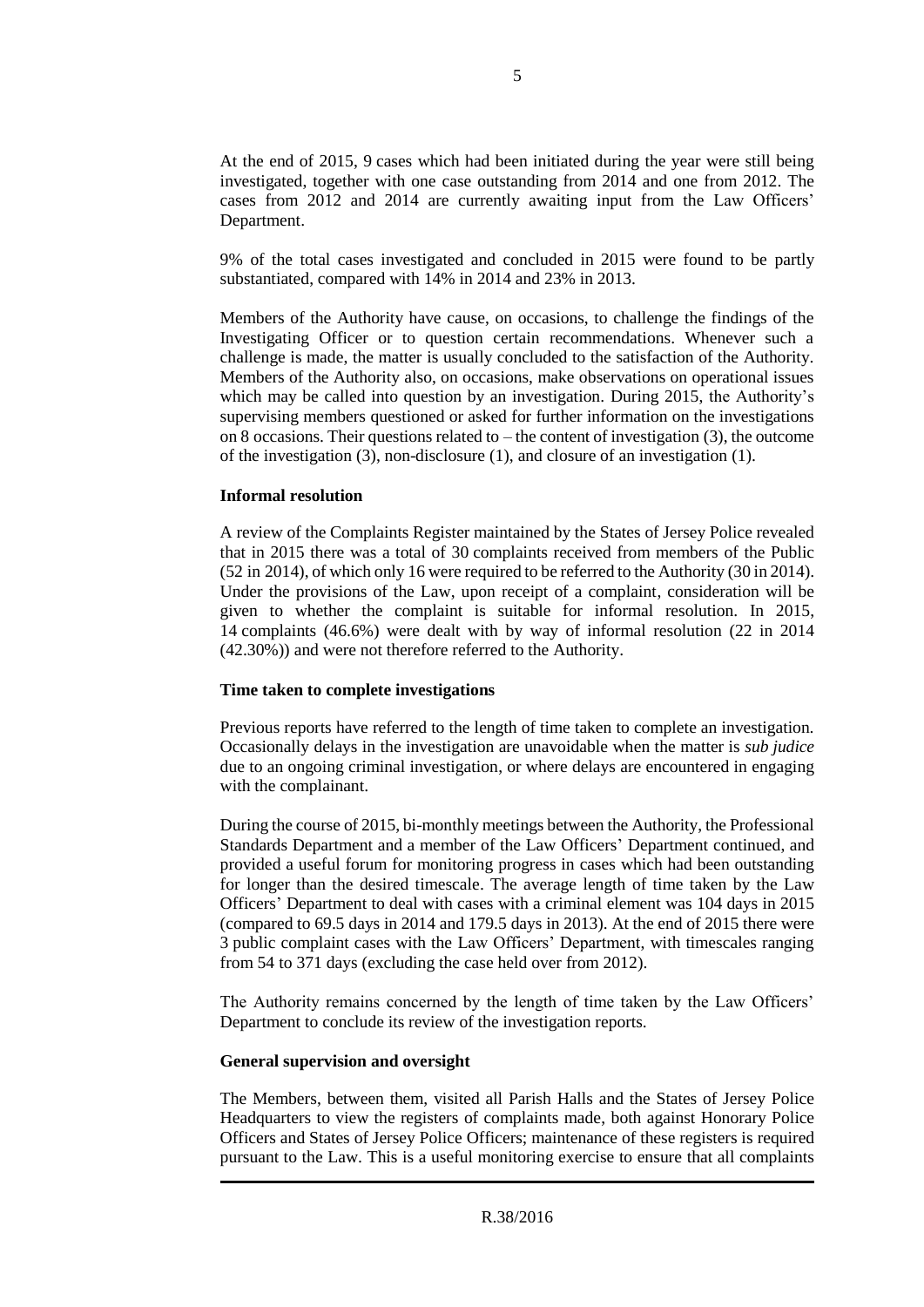At the end of 2015, 9 cases which had been initiated during the year were still being investigated, together with one case outstanding from 2014 and one from 2012. The cases from 2012 and 2014 are currently awaiting input from the Law Officers' Department.

9% of the total cases investigated and concluded in 2015 were found to be partly substantiated, compared with 14% in 2014 and 23% in 2013.

Members of the Authority have cause, on occasions, to challenge the findings of the Investigating Officer or to question certain recommendations. Whenever such a challenge is made, the matter is usually concluded to the satisfaction of the Authority. Members of the Authority also, on occasions, make observations on operational issues which may be called into question by an investigation. During 2015, the Authority's supervising members questioned or asked for further information on the investigations on 8 occasions. Their questions related to – the content of investigation (3), the outcome of the investigation (3), non-disclosure (1), and closure of an investigation (1).

**Informal resolution**

A review of the Complaints Register maintained by the States of Jersey Police revealed that in 2015 there was a total of 30 complaints received from members of the Public (52 in 2014), of which only 16 were required to be referred to the Authority (30 in 2014). Under the provisions of the Law, upon receipt of a complaint, consideration will be given to whether the complaint is suitable for informal resolution. In 2015, 14 complaints (46.6%) were dealt with by way of informal resolution (22 in 2014 (42.30%)) and were not therefore referred to the Authority.

**Time taken to complete investigations**

Previous reports have referred to the length of time taken to complete an investigation. Occasionally delays in the investigation are unavoidable when the matter is *sub judice* due to an ongoing criminal investigation, or where delays are encountered in engaging with the complainant.

During the course of 2015, bi-monthly meetings between the Authority, the Professional Standards Department and a member of the Law Officers' Department continued, and provided a useful forum for monitoring progress in cases which had been outstanding for longer than the desired timescale. The average length of time taken by the Law Officers' Department to deal with cases with a criminal element was 104 days in 2015 (compared to 69.5 days in 2014 and 179.5 days in 2013). At the end of 2015 there were 3 public complaint cases with the Law Officers' Department, with timescales ranging from 54 to 371 days (excluding the case held over from 2012).

The Authority remains concerned by the length of time taken by the Law Officers' Department to conclude its review of the investigation reports.

**General supervision and oversight**

The Members, between them, visited all Parish Halls and the States of Jersey Police Headquarters to view the registers of complaints made, both against Honorary Police Officers and States of Jersey Police Officers; maintenance of these registers is required pursuant to the Law. This is a useful monitoring exercise to ensure that all complaints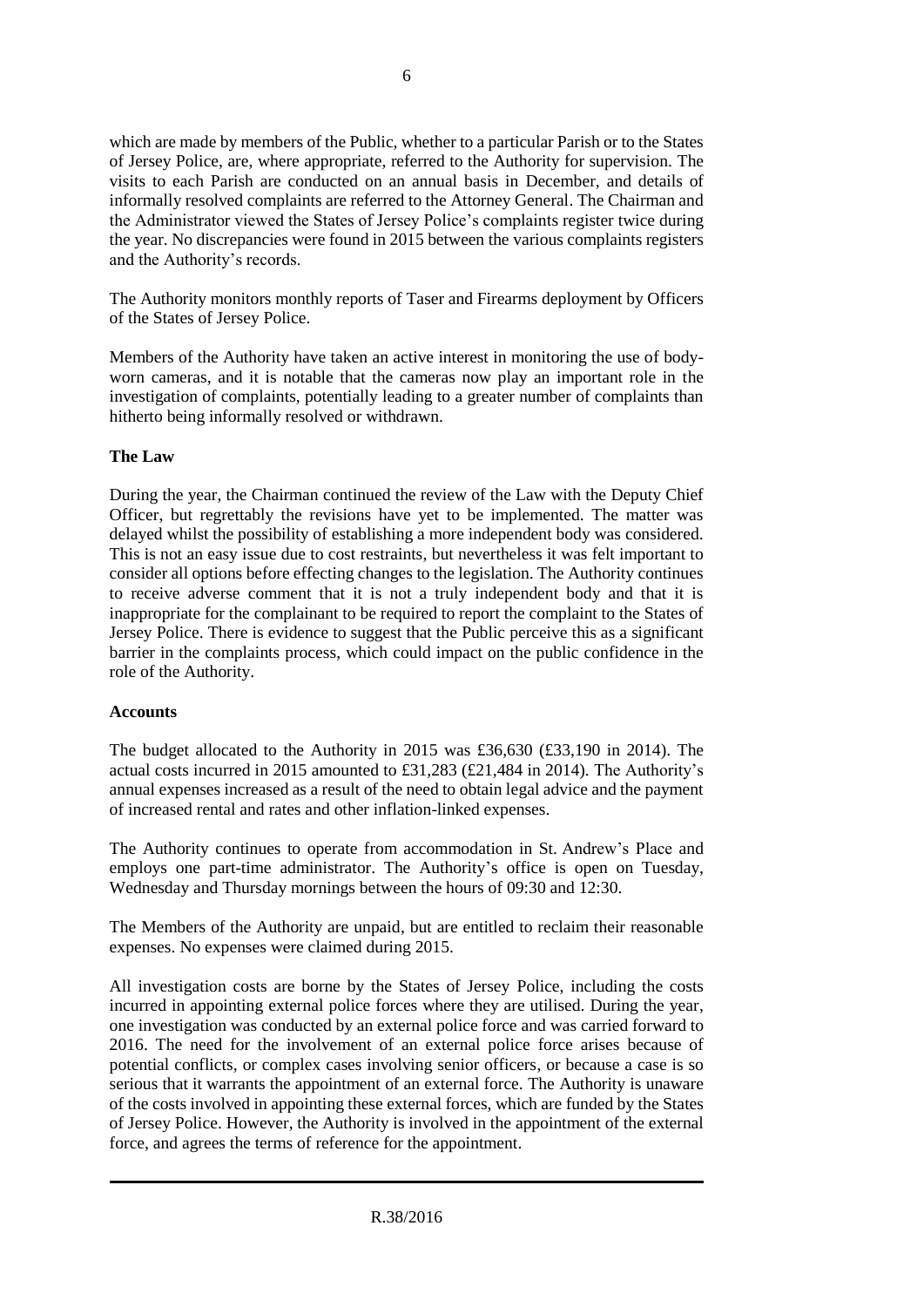which are made by members of the Public, whether to a particular Parish or to the States of Jersey Police, are, where appropriate, referred to the Authority for supervision. The visits to each Parish are conducted on an annual basis in December, and details of informally resolved complaints are referred to the Attorney General. The Chairman and the Administrator viewed the States of Jersey Police's complaints register twice during the year. No discrepancies were found in 2015 between the various complaints registers and the Authority's records.

The Authority monitors monthly reports of Taser and Firearms deployment by Officers of the States of Jersey Police.

Members of the Authority have taken an active interest in monitoring the use of body-worn cameras, and it is notable that the cameras now play an important role in the investigation of complaints, potentially leading to a greater number of complaints than hitherto being informally resolved or withdrawn.

**The Law**

During the year, the Chairman continued the review of the Law with the Deputy Chief Officer, but regrettably the revisions have yet to be implemented. The matter was delayed whilst the possibility of establishing a more independent body was considered. This is not an easy issue due to cost restraints, but nevertheless it was felt important to consider all options before effecting changes to the legislation. The Authority continues to receive adverse comment that it is not a truly independent body and that it is inappropriate for the complainant to be required to report the complaint to the States of Jersey Police. There is evidence to suggest that the Public perceive this as a significant barrier in the complaints process, which could impact on the public confidence in the role of the Authority.

**Accounts**

The budget allocated to the Authority in 2015 was £36,630 (£33,190 in 2014). The actual costs incurred in 2015 amounted to £31,283 (£21,484 in 2014). The Authority's annual expenses increased as a result of the need to obtain legal advice and the payment of increased rental and rates and other inflation-linked expenses.

The Authority continues to operate from accommodation in St. Andrew's Place and employs one part-time administrator. The Authority's office is open on Tuesday, Wednesday and Thursday mornings between the hours of 09:30 and 12:30.

The Members of the Authority are unpaid, but are entitled to reclaim their reasonable expenses. No expenses were claimed during 2015.

All investigation costs are borne by the States of Jersey Police, including the costs incurred in appointing external police forces where they are utilised. During the year, one investigation was conducted by an external police force and was carried forward to 2016. The need for the involvement of an external police force arises because of potential conflicts, or complex cases involving senior officers, or because a case is so serious that it warrants the appointment of an external force. The Authority is unaware of the costs involved in appointing these external forces, which are funded by the States of Jersey Police. However, the Authority is involved in the appointment of the external force, and agrees the terms of reference for the appointment.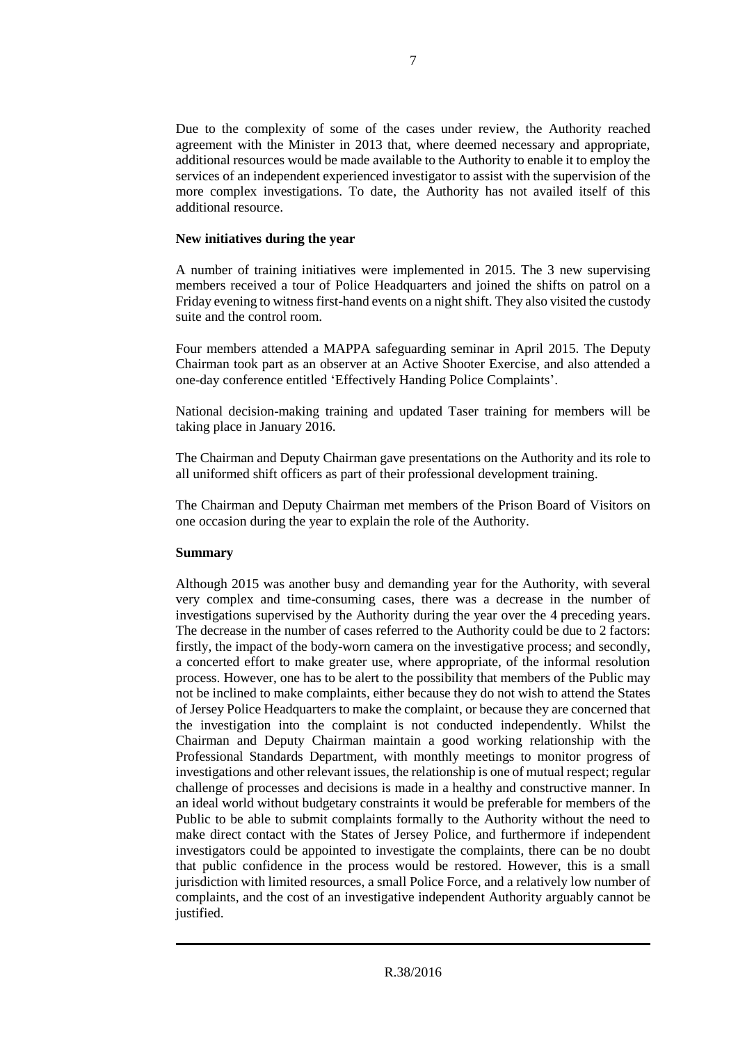Due to the complexity of some of the cases under review, the Authority reached agreement with the Minister in 2013 that, where deemed necessary and appropriate, additional resources would be made available to the Authority to enable it to employ the services of an independent experienced investigator to assist with the supervision of the more complex investigations. To date, the Authority has not availed itself of this additional resource.

**New initiatives during the year**

A number of training initiatives were implemented in 2015. The 3 new supervising members received a tour of Police Headquarters and joined the shifts on patrol on a Friday evening to witness first-hand events on a night shift. They also visited the custody suite and the control room.

Four members attended a MAPPA safeguarding seminar in April 2015. The Deputy Chairman took part as an observer at an Active Shooter Exercise, and also attended a one-day conference entitled 'Effectively Handing Police Complaints'.

National decision-making training and updated Taser training for members will be taking place in January 2016.

The Chairman and Deputy Chairman gave presentations on the Authority and its role to all uniformed shift officers as part of their professional development training.

The Chairman and Deputy Chairman met members of the Prison Board of Visitors on one occasion during the year to explain the role of the Authority.

**Summary**

Although 2015 was another busy and demanding year for the Authority, with several very complex and time-consuming cases, there was a decrease in the number of investigations supervised by the Authority during the year over the 4 preceding years. The decrease in the number of cases referred to the Authority could be due to 2 factors: firstly, the impact of the body-worn camera on the investigative process; and secondly, a concerted effort to make greater use, where appropriate, of the informal resolution process. However, one has to be alert to the possibility that members of the Public may not be inclined to make complaints, either because they do not wish to attend the States of Jersey Police Headquarters to make the complaint, or because they are concerned that the investigation into the complaint is not conducted independently. Whilst the Chairman and Deputy Chairman maintain a good working relationship with the Professional Standards Department, with monthly meetings to monitor progress of investigations and other relevant issues, the relationship is one of mutual respect; regular challenge of processes and decisions is made in a healthy and constructive manner. In an ideal world without budgetary constraints it would be preferable for members of the Public to be able to submit complaints formally to the Authority without the need to make direct contact with the States of Jersey Police, and furthermore if independent investigators could be appointed to investigate the complaints, there can be no doubt that public confidence in the process would be restored. However, this is a small jurisdiction with limited resources, a small Police Force, and a relatively low number of complaints, and the cost of an investigative independent Authority arguably cannot be justified.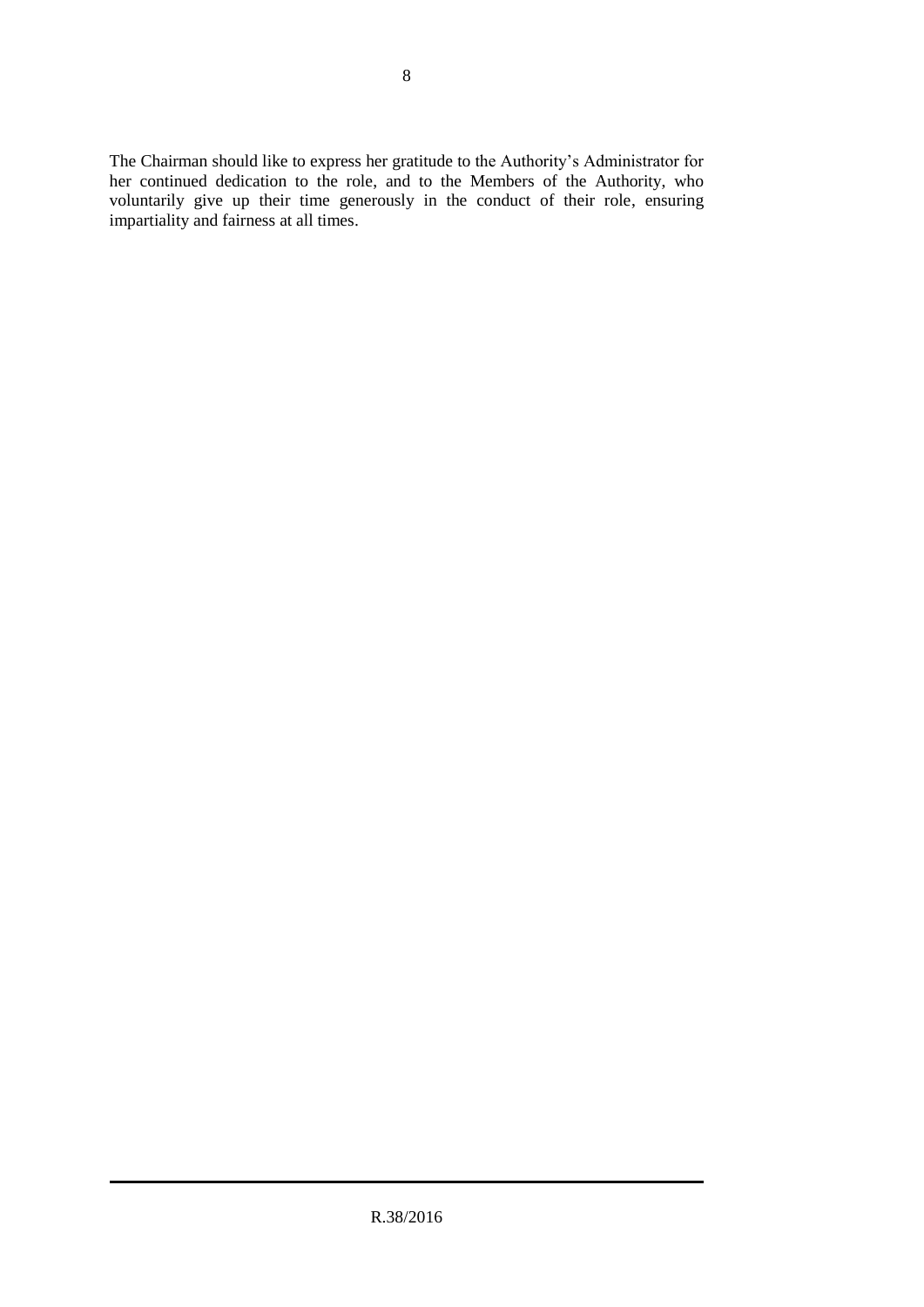The Chairman should like to express her gratitude to the Authority's Administrator for her continued dedication to the role, and to the Members of the Authority, who voluntarily give up their time generously in the conduct of their role, ensuring impartiality and fairness at all times.